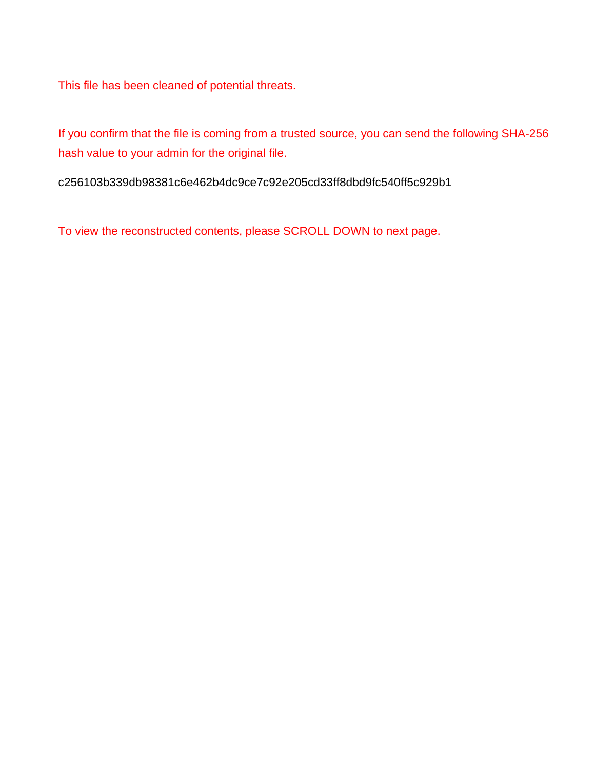This file has been cleaned of potential threats.

If you confirm that the file is coming from a trusted source, you can send the following SHA-256 hash value to your admin for the original file.

c256103b339db98381c6e462b4dc9ce7c92e205cd33ff8dbd9fc540ff5c929b1

To view the reconstructed contents, please SCROLL DOWN to next page.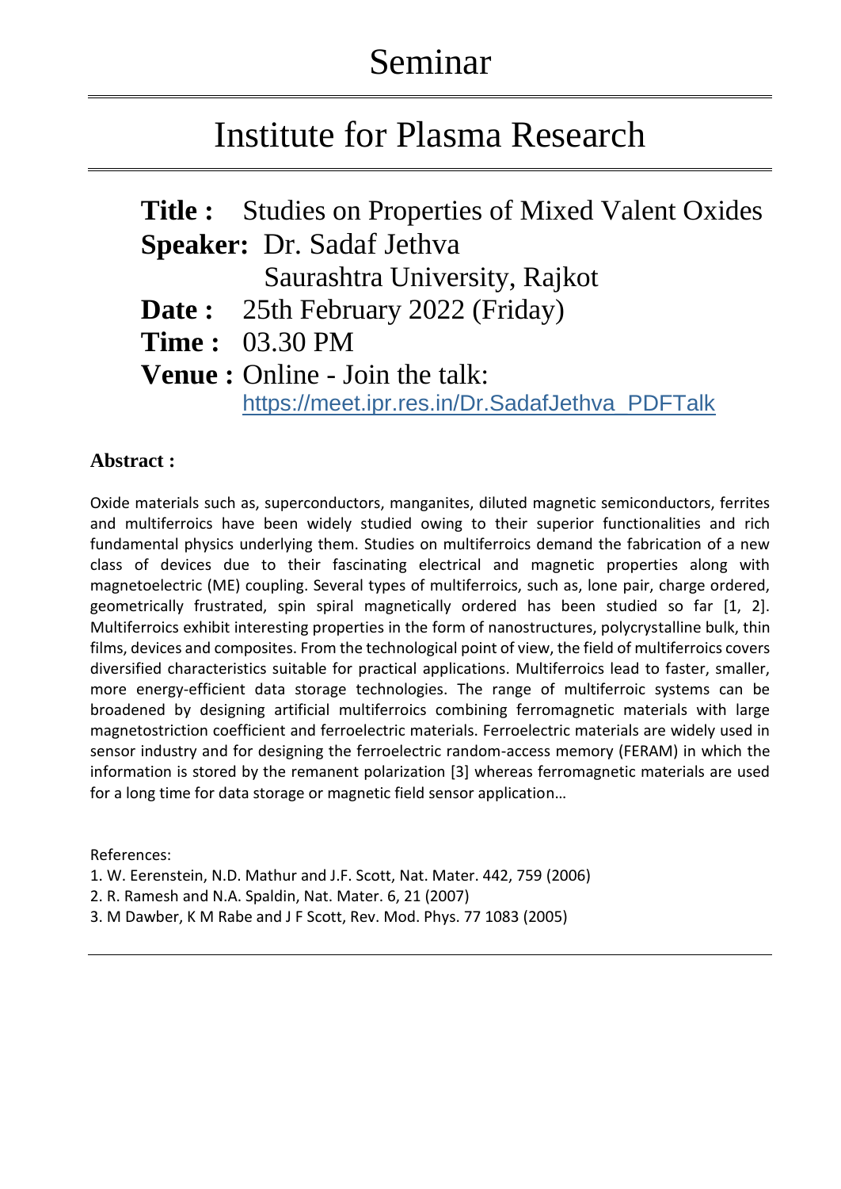# Seminar

## Institute for Plasma Research

**Title :** Studies on Properties of Mixed Valent Oxides

**Speaker:** Dr. Sadaf Jethva
Saurashtra University, Rajkot

**Date :** 25th February 2022 (Friday)

**Time :** 03.30 PM

**Venue :** Online - Join the talk:
https://meet.ipr.res.in/Dr.SadafJethva_PDFTalk

**Abstract :**

Oxide materials such as, superconductors, manganites, diluted magnetic semiconductors, ferrites and multiferroics have been widely studied owing to their superior functionalities and rich fundamental physics underlying them. Studies on multiferroics demand the fabrication of a new class of devices due to their fascinating electrical and magnetic properties along with magnetoelectric (ME) coupling. Several types of multiferroics, such as, lone pair, charge ordered, geometrically frustrated, spin spiral magnetically ordered has been studied so far [1, 2]. Multiferroics exhibit interesting properties in the form of nanostructures, polycrystalline bulk, thin films, devices and composites. From the technological point of view, the field of multiferroics covers diversified characteristics suitable for practical applications. Multiferroics lead to faster, smaller, more energy-efficient data storage technologies. The range of multiferroic systems can be broadened by designing artificial multiferroics combining ferromagnetic materials with large magnetostriction coefficient and ferroelectric materials. Ferroelectric materials are widely used in sensor industry and for designing the ferroelectric random-access memory (FERAM) in which the information is stored by the remanent polarization [3] whereas ferromagnetic materials are used for a long time for data storage or magnetic field sensor application…

References:

1. W. Eerenstein, N.D. Mathur and J.F. Scott, Nat. Mater. 442, 759 (2006)
2. R. Ramesh and N.A. Spaldin, Nat. Mater. 6, 21 (2007)
3. M Dawber, K M Rabe and J F Scott, Rev. Mod. Phys. 77 1083 (2005)